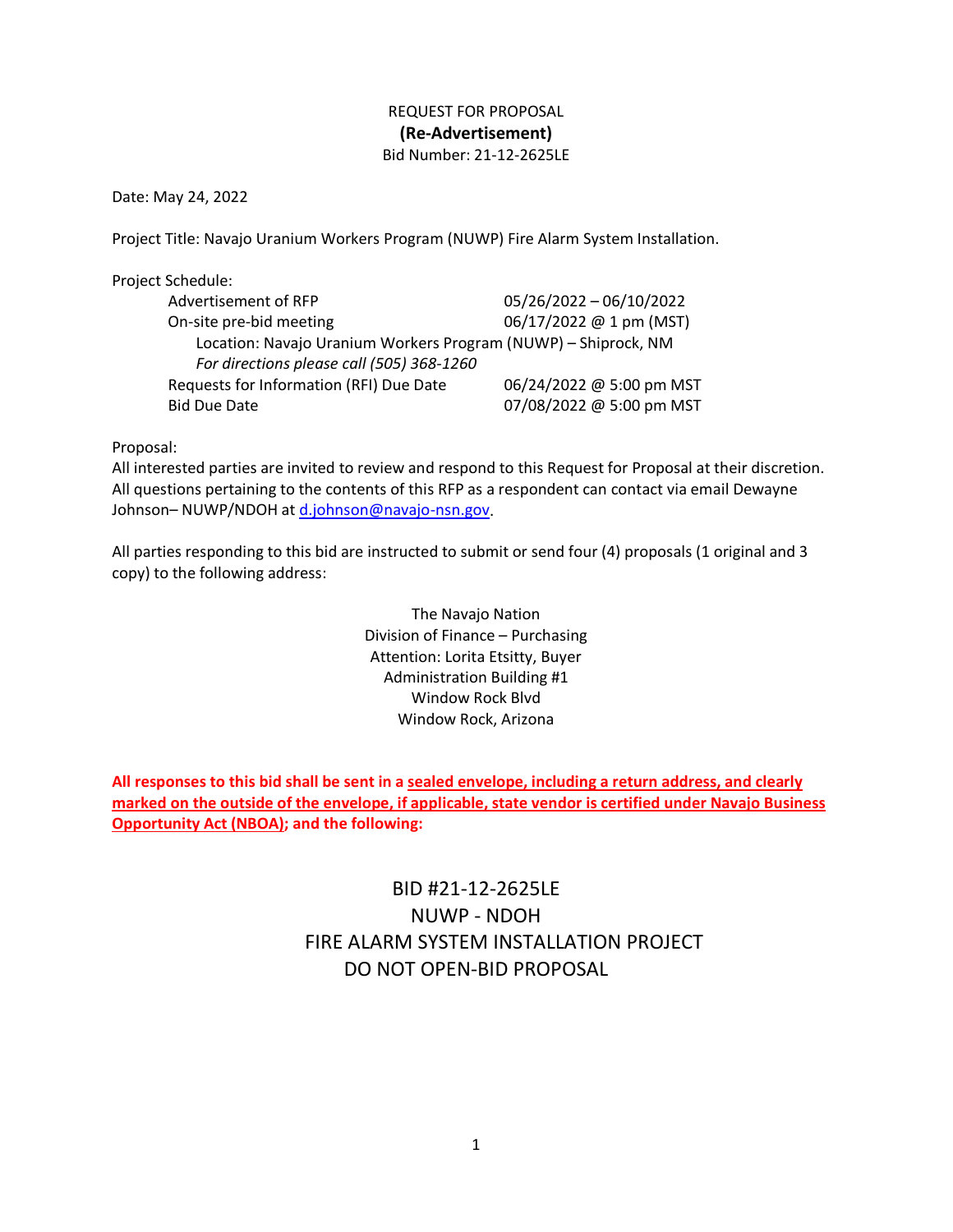# REQUEST FOR PROPOSAL

## (Re-Advertisement)

Bid Number: 21-12-2625LE

Date: May 24, 2022

Project Title: Navajo Uranium Workers Program (NUWP) Fire Alarm System Installation.

Project Schedule:

| | |
|---|---|
| Advertisement of RFP | 05/26/2022 – 06/10/2022 |
| On-site pre-bid meeting | 06/17/2022 @ 1 pm (MST) |

Location: Navajo Uranium Workers Program (NUWP) – Shiprock, NM
*For directions please call (505) 368-1260*

| | |
|---|---|
| Requests for Information (RFI) Due Date | 06/24/2022 @ 5:00 pm MST |
| Bid Due Date | 07/08/2022 @ 5:00 pm MST |

Proposal:

All interested parties are invited to review and respond to this Request for Proposal at their discretion. All questions pertaining to the contents of this RFP as a respondent can contact via email Dewayne Johnson– NUWP/NDOH at d.johnson@navajo-nsn.gov.

All parties responding to this bid are instructed to submit or send four (4) proposals (1 original and 3 copy) to the following address:

The Navajo Nation
Division of Finance – Purchasing
Attention: Lorita Etsitty, Buyer
Administration Building #1
Window Rock Blvd
Window Rock, Arizona

**All responses to this bid shall be sent in a sealed envelope, including a return address, and clearly marked on the outside of the envelope, if applicable, state vendor is certified under Navajo Business Opportunity Act (NBOA); and the following:**

BID #21-12-2625LE
NUWP - NDOH
FIRE ALARM SYSTEM INSTALLATION PROJECT
DO NOT OPEN-BID PROPOSAL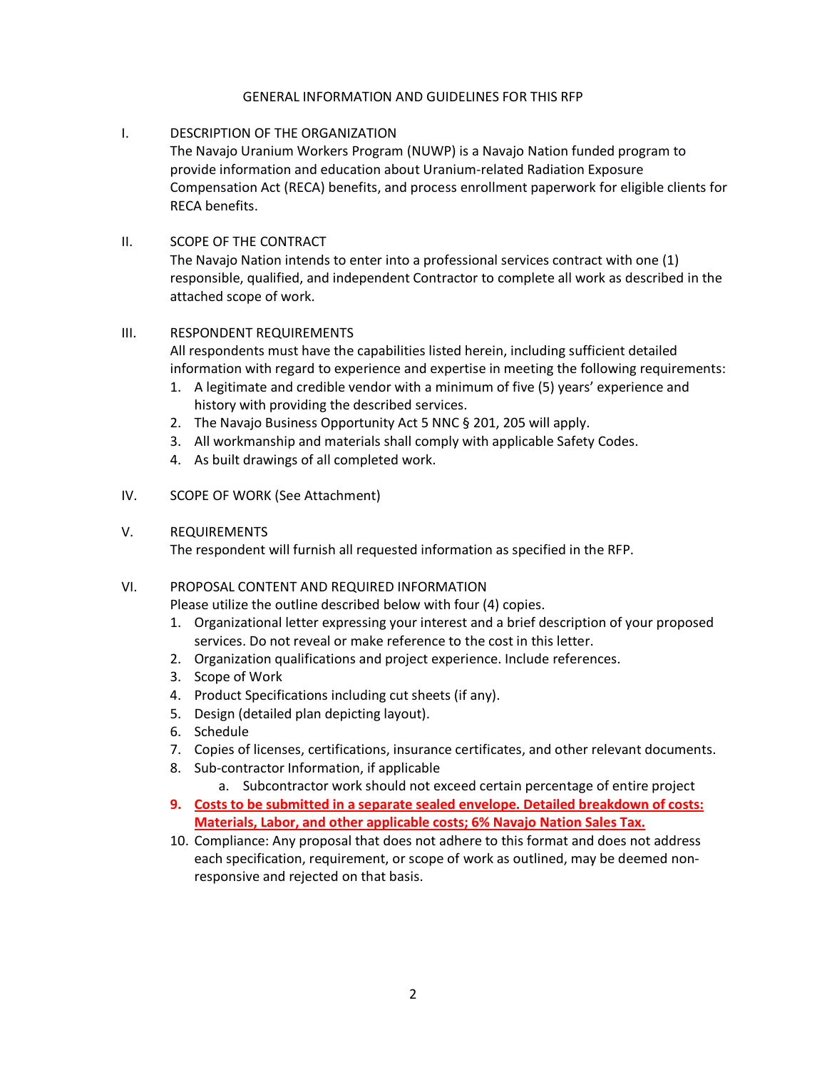# GENERAL INFORMATION AND GUIDELINES FOR THIS RFP

## I. DESCRIPTION OF THE ORGANIZATION

The Navajo Uranium Workers Program (NUWP) is a Navajo Nation funded program to provide information and education about Uranium-related Radiation Exposure Compensation Act (RECA) benefits, and process enrollment paperwork for eligible clients for RECA benefits.

## II. SCOPE OF THE CONTRACT

The Navajo Nation intends to enter into a professional services contract with one (1) responsible, qualified, and independent Contractor to complete all work as described in the attached scope of work.

## III. RESPONDENT REQUIREMENTS

All respondents must have the capabilities listed herein, including sufficient detailed information with regard to experience and expertise in meeting the following requirements:

1. A legitimate and credible vendor with a minimum of five (5) years' experience and history with providing the described services.
2. The Navajo Business Opportunity Act 5 NNC § 201, 205 will apply.
3. All workmanship and materials shall comply with applicable Safety Codes.
4. As built drawings of all completed work.

## IV. SCOPE OF WORK (See Attachment)

## V. REQUIREMENTS

The respondent will furnish all requested information as specified in the RFP.

## VI. PROPOSAL CONTENT AND REQUIRED INFORMATION

Please utilize the outline described below with four (4) copies.

1. Organizational letter expressing your interest and a brief description of your proposed services. Do not reveal or make reference to the cost in this letter.
2. Organization qualifications and project experience. Include references.
3. Scope of Work
4. Product Specifications including cut sheets (if any).
5. Design (detailed plan depicting layout).
6. Schedule
7. Copies of licenses, certifications, insurance certificates, and other relevant documents.
8. Sub-contractor Information, if applicable
   a. Subcontractor work should not exceed certain percentage of entire project
9. **Costs to be submitted in a separate sealed envelope. Detailed breakdown of costs: Materials, Labor, and other applicable costs; 6% Navajo Nation Sales Tax.**
10. Compliance: Any proposal that does not adhere to this format and does not address each specification, requirement, or scope of work as outlined, may be deemed non-responsive and rejected on that basis.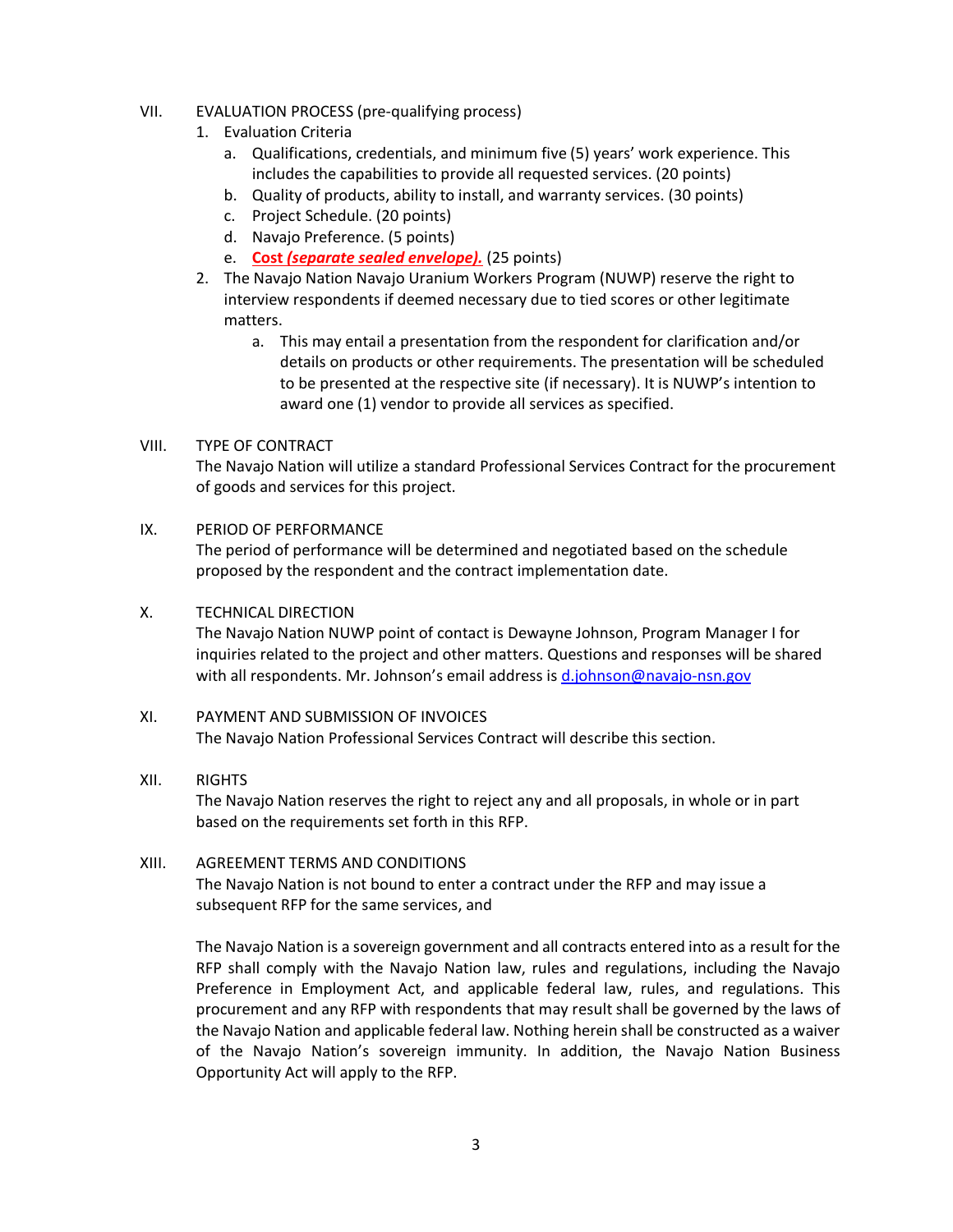## VII. EVALUATION PROCESS (pre-qualifying process)

1. Evaluation Criteria
   a. Qualifications, credentials, and minimum five (5) years' work experience. This includes the capabilities to provide all requested services. (20 points)
   b. Quality of products, ability to install, and warranty services. (30 points)
   c. Project Schedule. (20 points)
   d. Navajo Preference. (5 points)
   e. **Cost *(separate sealed envelope).*** (25 points)
2. The Navajo Nation Navajo Uranium Workers Program (NUWP) reserve the right to interview respondents if deemed necessary due to tied scores or other legitimate matters.
   a. This may entail a presentation from the respondent for clarification and/or details on products or other requirements. The presentation will be scheduled to be presented at the respective site (if necessary). It is NUWP's intention to award one (1) vendor to provide all services as specified.

## VIII. TYPE OF CONTRACT

The Navajo Nation will utilize a standard Professional Services Contract for the procurement of goods and services for this project.

## IX. PERIOD OF PERFORMANCE

The period of performance will be determined and negotiated based on the schedule proposed by the respondent and the contract implementation date.

## X. TECHNICAL DIRECTION

The Navajo Nation NUWP point of contact is Dewayne Johnson, Program Manager I for inquiries related to the project and other matters. Questions and responses will be shared with all respondents. Mr. Johnson's email address is d.johnson@navajo-nsn.gov

## XI. PAYMENT AND SUBMISSION OF INVOICES

The Navajo Nation Professional Services Contract will describe this section.

## XII. RIGHTS

The Navajo Nation reserves the right to reject any and all proposals, in whole or in part based on the requirements set forth in this RFP.

## XIII. AGREEMENT TERMS AND CONDITIONS

The Navajo Nation is not bound to enter a contract under the RFP and may issue a subsequent RFP for the same services, and

The Navajo Nation is a sovereign government and all contracts entered into as a result for the RFP shall comply with the Navajo Nation law, rules and regulations, including the Navajo Preference in Employment Act, and applicable federal law, rules, and regulations. This procurement and any RFP with respondents that may result shall be governed by the laws of the Navajo Nation and applicable federal law. Nothing herein shall be constructed as a waiver of the Navajo Nation's sovereign immunity. In addition, the Navajo Nation Business Opportunity Act will apply to the RFP.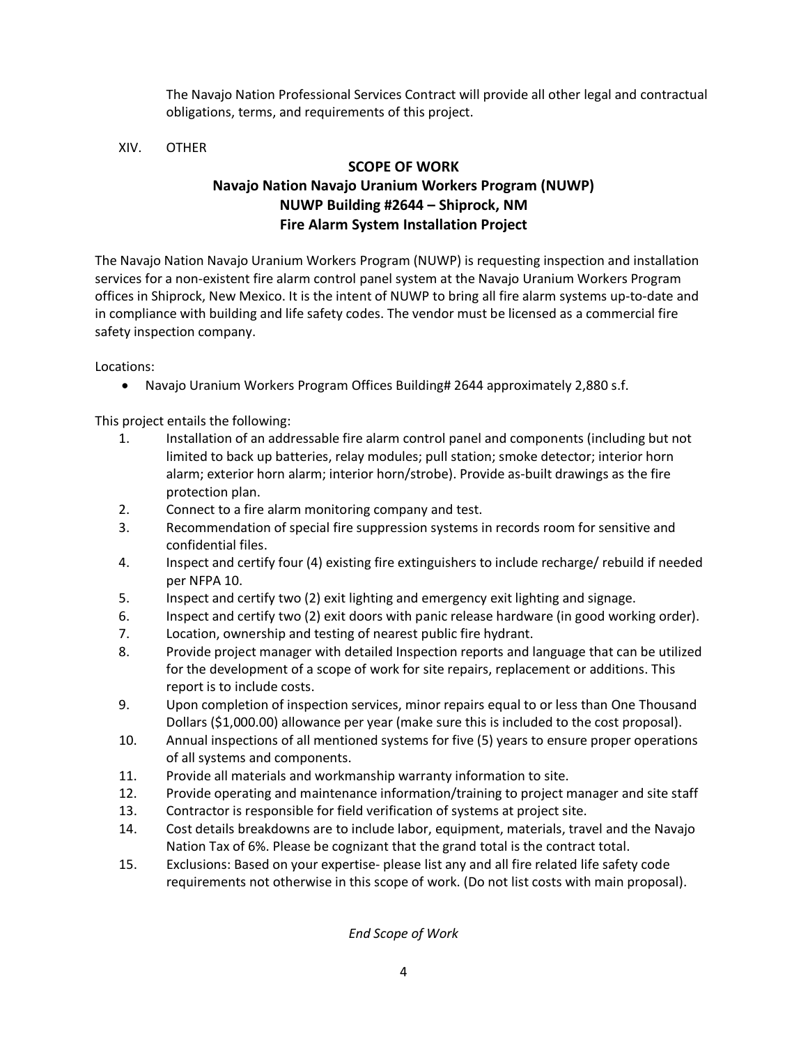The Navajo Nation Professional Services Contract will provide all other legal and contractual obligations, terms, and requirements of this project.

XIV. OTHER

## SCOPE OF WORK
## Navajo Nation Navajo Uranium Workers Program (NUWP)
## NUWP Building #2644 – Shiprock, NM
## Fire Alarm System Installation Project

The Navajo Nation Navajo Uranium Workers Program (NUWP) is requesting inspection and installation services for a non-existent fire alarm control panel system at the Navajo Uranium Workers Program offices in Shiprock, New Mexico. It is the intent of NUWP to bring all fire alarm systems up-to-date and in compliance with building and life safety codes. The vendor must be licensed as a commercial fire safety inspection company.

Locations:

- Navajo Uranium Workers Program Offices Building# 2644 approximately 2,880 s.f.

This project entails the following:

1. Installation of an addressable fire alarm control panel and components (including but not limited to back up batteries, relay modules; pull station; smoke detector; interior horn alarm; exterior horn alarm; interior horn/strobe). Provide as-built drawings as the fire protection plan.
2. Connect to a fire alarm monitoring company and test.
3. Recommendation of special fire suppression systems in records room for sensitive and confidential files.
4. Inspect and certify four (4) existing fire extinguishers to include recharge/ rebuild if needed per NFPA 10.
5. Inspect and certify two (2) exit lighting and emergency exit lighting and signage.
6. Inspect and certify two (2) exit doors with panic release hardware (in good working order).
7. Location, ownership and testing of nearest public fire hydrant.
8. Provide project manager with detailed Inspection reports and language that can be utilized for the development of a scope of work for site repairs, replacement or additions. This report is to include costs.
9. Upon completion of inspection services, minor repairs equal to or less than One Thousand Dollars ($1,000.00) allowance per year (make sure this is included to the cost proposal).
10. Annual inspections of all mentioned systems for five (5) years to ensure proper operations of all systems and components.
11. Provide all materials and workmanship warranty information to site.
12. Provide operating and maintenance information/training to project manager and site staff
13. Contractor is responsible for field verification of systems at project site.
14. Cost details breakdowns are to include labor, equipment, materials, travel and the Navajo Nation Tax of 6%. Please be cognizant that the grand total is the contract total.
15. Exclusions: Based on your expertise- please list any and all fire related life safety code requirements not otherwise in this scope of work. (Do not list costs with main proposal).

*End Scope of Work*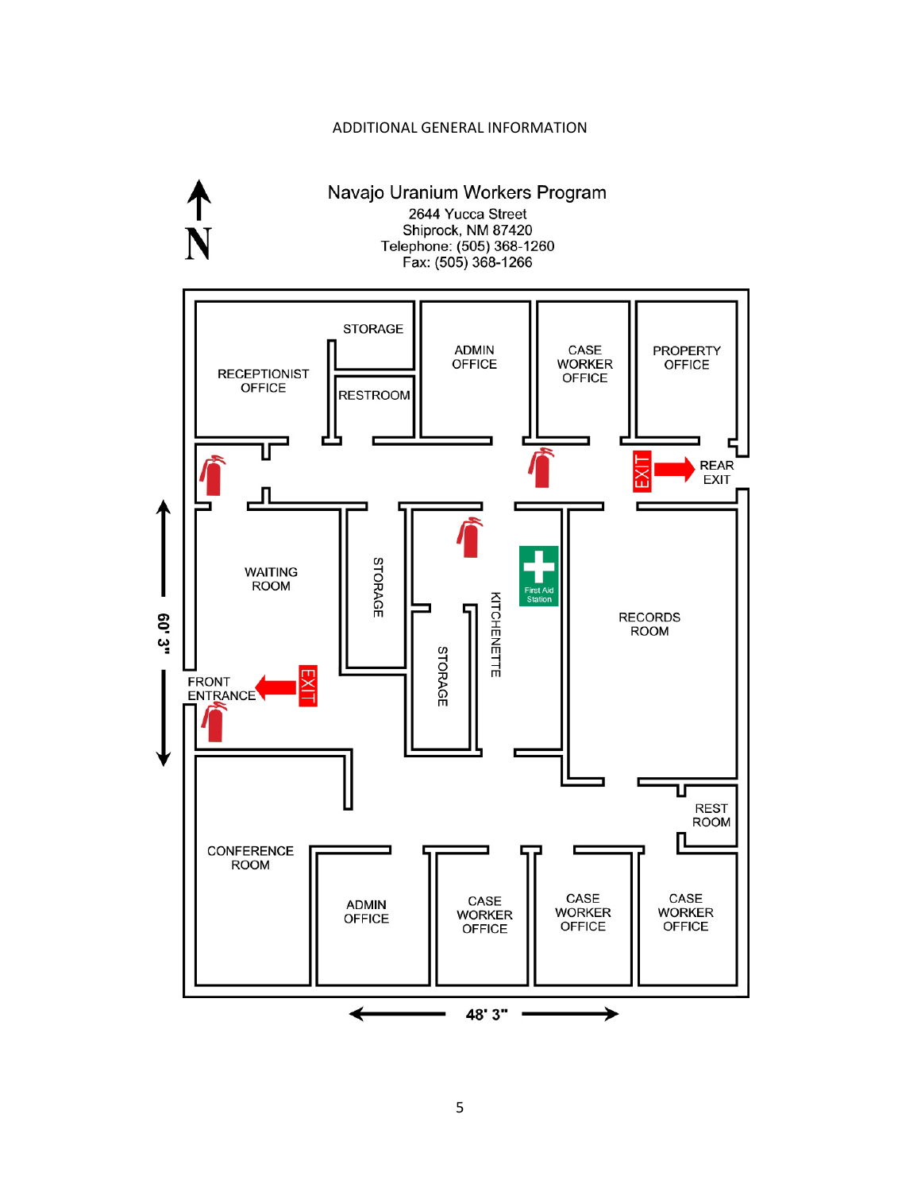ADDITIONAL GENERAL INFORMATION

## Navajo Uranium Workers Program

2644 Yucca Street
Shiprock, NM 87420
Telephone: (505) 368-1260
Fax: (505) 368-1266

N

STORAGE

RECEPTIONIST OFFICE

RESTROOM

ADMIN OFFICE

CASE WORKER OFFICE

PROPERTY OFFICE

EXIT

REAR EXIT

WAITING ROOM

STORAGE

STORAGE

KITCHENETTE

First Aid Station

RECORDS ROOM

60' 3"

FRONT ENTRANCE

EXIT

REST ROOM

CONFERENCE ROOM

ADMIN OFFICE

CASE WORKER OFFICE

CASE WORKER OFFICE

CASE WORKER OFFICE

48' 3"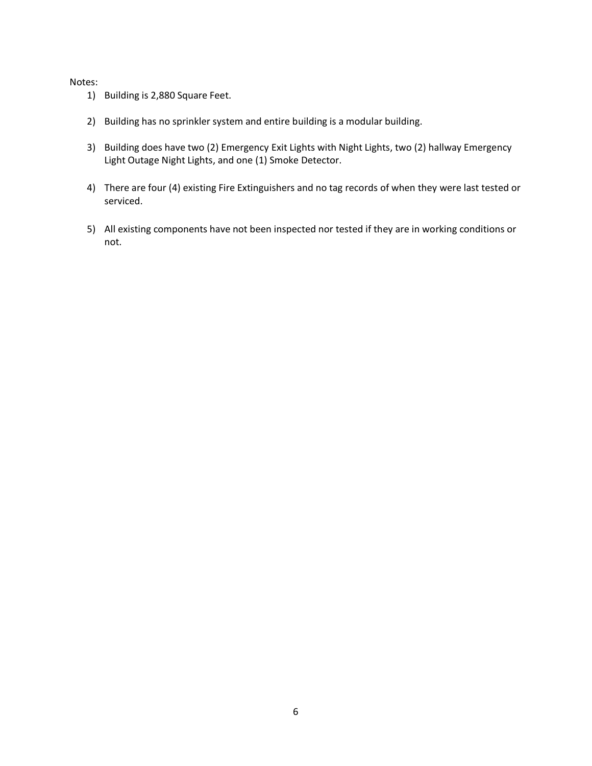Notes:

1) Building is 2,880 Square Feet.

2) Building has no sprinkler system and entire building is a modular building.

3) Building does have two (2) Emergency Exit Lights with Night Lights, two (2) hallway Emergency Light Outage Night Lights, and one (1) Smoke Detector.

4) There are four (4) existing Fire Extinguishers and no tag records of when they were last tested or serviced.

5) All existing components have not been inspected nor tested if they are in working conditions or not.